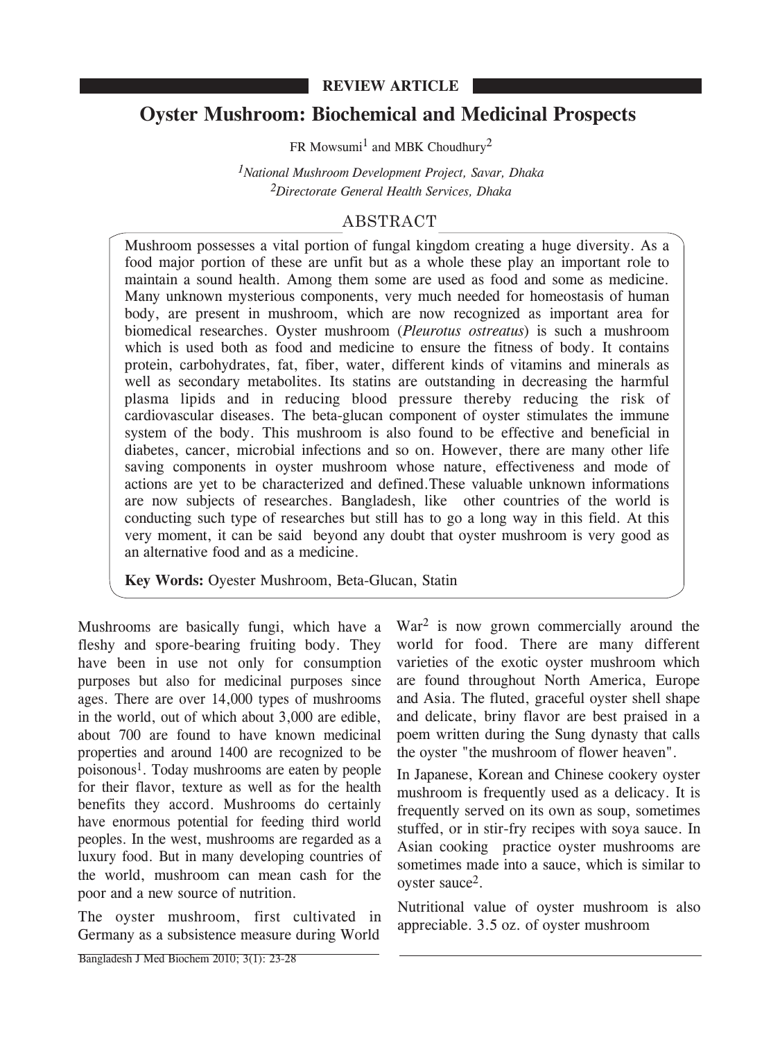REVIEW ARTICLE

# Oyster Mushroom: Biochemical and Medicinal Prospects

FR Mowsumi[1] and MBK Choudhury[2]

[1]*National Mushroom Development Project, Savar, Dhaka*
[2]*Directorate General Health Services, Dhaka*

## ABSTRACT

Mushroom possesses a vital portion of fungal kingdom creating a huge diversity. As a food major portion of these are unfit but as a whole these play an important role to maintain a sound health. Among them some are used as food and some as medicine. Many unknown mysterious components, very much needed for homeostasis of human body, are present in mushroom, which are now recognized as important area for biomedical researches. Oyster mushroom (*Pleurotus ostreatus*) is such a mushroom which is used both as food and medicine to ensure the fitness of body. It contains protein, carbohydrates, fat, fiber, water, different kinds of vitamins and minerals as well as secondary metabolites. Its statins are outstanding in decreasing the harmful plasma lipids and in reducing blood pressure thereby reducing the risk of cardiovascular diseases. The beta-glucan component of oyster stimulates the immune system of the body. This mushroom is also found to be effective and beneficial in diabetes, cancer, microbial infections and so on. However, there are many other life saving components in oyster mushroom whose nature, effectiveness and mode of actions are yet to be characterized and defined.These valuable unknown informations are now subjects of researches. Bangladesh, like other countries of the world is conducting such type of researches but still has to go a long way in this field. At this very moment, it can be said beyond any doubt that oyster mushroom is very good as an alternative food and as a medicine.

**Key Words:** Oyester Mushroom, Beta-Glucan, Statin

Mushrooms are basically fungi, which have a fleshy and spore-bearing fruiting body. They have been in use not only for consumption purposes but also for medicinal purposes since ages. There are over 14,000 types of mushrooms in the world, out of which about 3,000 are edible, about 700 are found to have known medicinal properties and around 1400 are recognized to be poisonous[1]. Today mushrooms are eaten by people for their flavor, texture as well as for the health benefits they accord. Mushrooms do certainly have enormous potential for feeding third world peoples. In the west, mushrooms are regarded as a luxury food. But in many developing countries of the world, mushroom can mean cash for the poor and a new source of nutrition.

The oyster mushroom, first cultivated in Germany as a subsistence measure during World War[2] is now grown commercially around the world for food. There are many different varieties of the exotic oyster mushroom which are found throughout North America, Europe and Asia. The fluted, graceful oyster shell shape and delicate, briny flavor are best praised in a poem written during the Sung dynasty that calls the oyster "the mushroom of flower heaven".

In Japanese, Korean and Chinese cookery oyster mushroom is frequently used as a delicacy. It is frequently served on its own as soup, sometimes stuffed, or in stir-fry recipes with soya sauce. In Asian cooking practice oyster mushrooms are sometimes made into a sauce, which is similar to oyster sauce[2].

Nutritional value of oyster mushroom is also appreciable. 3.5 oz. of oyster mushroom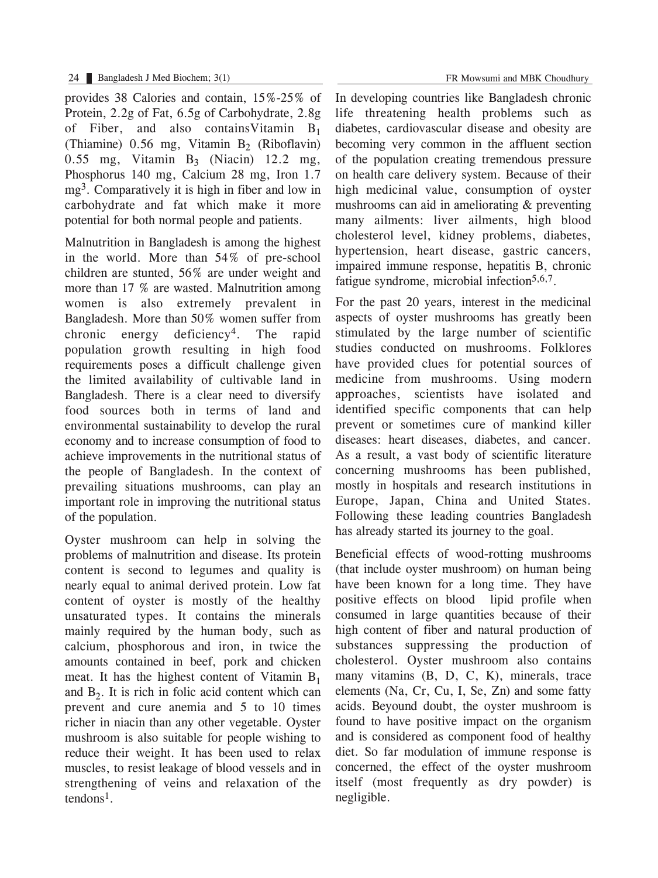provides 38 Calories and contain, 15%-25% of Protein, 2.2g of Fat, 6.5g of Carbohydrate, 2.8g of Fiber, and also containsVitamin $B_1$ (Thiamine) 0.56 mg, Vitamin $B_2$ (Riboflavin) 0.55 mg, Vitamin $B_3$ (Niacin) 12.2 mg, Phosphorus 140 mg, Calcium 28 mg, Iron 1.7 mg[3]. Comparatively it is high in fiber and low in carbohydrate and fat which make it more potential for both normal people and patients.

Malnutrition in Bangladesh is among the highest in the world. More than 54% of pre-school children are stunted, 56% are under weight and more than 17 % are wasted. Malnutrition among women is also extremely prevalent in Bangladesh. More than 50% women suffer from chronic energy deficiency[4]. The rapid population growth resulting in high food requirements poses a difficult challenge given the limited availability of cultivable land in Bangladesh. There is a clear need to diversify food sources both in terms of land and environmental sustainability to develop the rural economy and to increase consumption of food to achieve improvements in the nutritional status of the people of Bangladesh. In the context of prevailing situations mushrooms, can play an important role in improving the nutritional status of the population.

Oyster mushroom can help in solving the problems of malnutrition and disease. Its protein content is second to legumes and quality is nearly equal to animal derived protein. Low fat content of oyster is mostly of the healthy unsaturated types. It contains the minerals mainly required by the human body, such as calcium, phosphorous and iron, in twice the amounts contained in beef, pork and chicken meat. It has the highest content of Vitamin $B_1$ and $B_2$. It is rich in folic acid content which can prevent and cure anemia and 5 to 10 times richer in niacin than any other vegetable. Oyster mushroom is also suitable for people wishing to reduce their weight. It has been used to relax muscles, to resist leakage of blood vessels and in strengthening of veins and relaxation of the tendons[1].

In developing countries like Bangladesh chronic life threatening health problems such as diabetes, cardiovascular disease and obesity are becoming very common in the affluent section of the population creating tremendous pressure on health care delivery system. Because of their high medicinal value, consumption of oyster mushrooms can aid in ameliorating & preventing many ailments: liver ailments, high blood cholesterol level, kidney problems, diabetes, hypertension, heart disease, gastric cancers, impaired immune response, hepatitis B, chronic fatigue syndrome, microbial infection[5,6,7].

For the past 20 years, interest in the medicinal aspects of oyster mushrooms has greatly been stimulated by the large number of scientific studies conducted on mushrooms. Folklores have provided clues for potential sources of medicine from mushrooms. Using modern approaches, scientists have isolated and identified specific components that can help prevent or sometimes cure of mankind killer diseases: heart diseases, diabetes, and cancer. As a result, a vast body of scientific literature concerning mushrooms has been published, mostly in hospitals and research institutions in Europe, Japan, China and United States. Following these leading countries Bangladesh has already started its journey to the goal.

Beneficial effects of wood-rotting mushrooms (that include oyster mushroom) on human being have been known for a long time. They have positive effects on blood lipid profile when consumed in large quantities because of their high content of fiber and natural production of substances suppressing the production of cholesterol. Oyster mushroom also contains many vitamins (B, D, C, K), minerals, trace elements (Na, Cr, Cu, I, Se, Zn) and some fatty acids. Beyound doubt, the oyster mushroom is found to have positive impact on the organism and is considered as component food of healthy diet. So far modulation of immune response is concerned, the effect of the oyster mushroom itself (most frequently as dry powder) is negligible.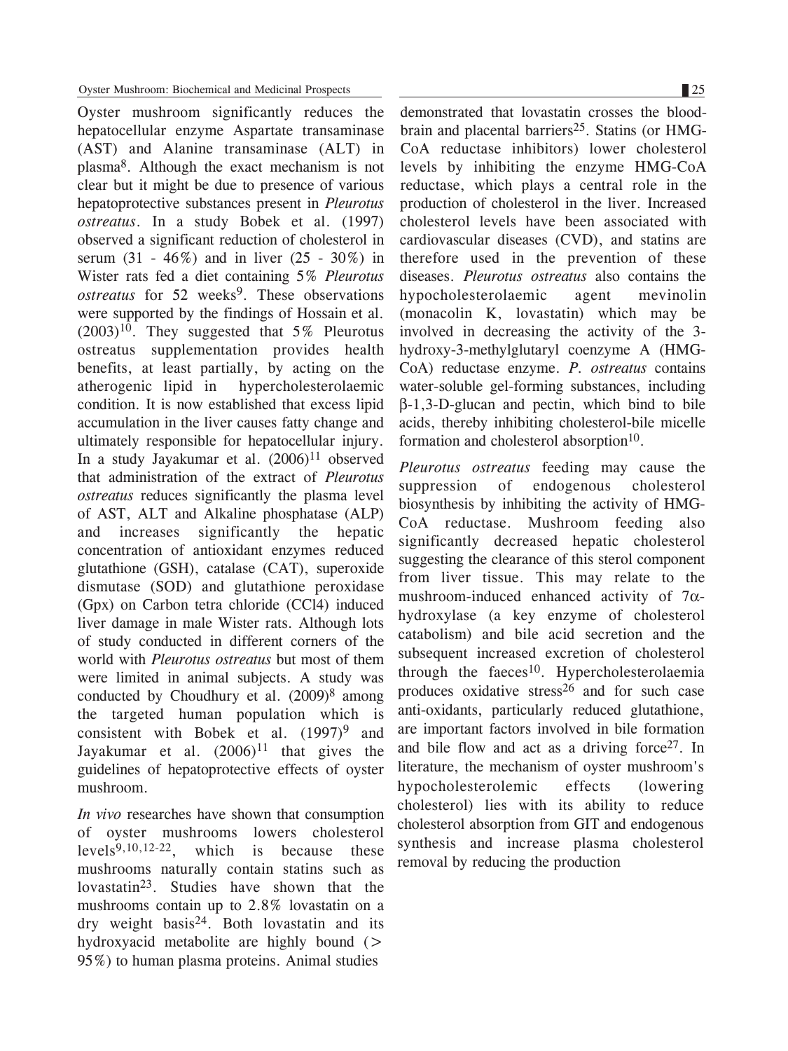Oyster mushroom significantly reduces the hepatocellular enzyme Aspartate transaminase (AST) and Alanine transaminase (ALT) in plasma[8]. Although the exact mechanism is not clear but it might be due to presence of various hepatoprotective substances present in *Pleurotus ostreatus*. In a study Bobek et al. (1997) observed a significant reduction of cholesterol in serum (31 - 46%) and in liver (25 - 30%) in Wister rats fed a diet containing 5% *Pleurotus ostreatus* for 52 weeks[9]. These observations were supported by the findings of Hossain et al. (2003)[10]. They suggested that 5% Pleurotus ostreatus supplementation provides health benefits, at least partially, by acting on the atherogenic lipid in hypercholesterolaemic condition. It is now established that excess lipid accumulation in the liver causes fatty change and ultimately responsible for hepatocellular injury. In a study Jayakumar et al. (2006)[11] observed that administration of the extract of *Pleurotus ostreatus* reduces significantly the plasma level of AST, ALT and Alkaline phosphatase (ALP) and increases significantly the hepatic concentration of antioxidant enzymes reduced glutathione (GSH), catalase (CAT), superoxide dismutase (SOD) and glutathione peroxidase (Gpx) on Carbon tetra chloride ($CCl_4$) induced liver damage in male Wister rats. Although lots of study conducted in different corners of the world with *Pleurotus ostreatus* but most of them were limited in animal subjects. A study was conducted by Choudhury et al. (2009)[8] among the targeted human population which is consistent with Bobek et al. (1997)[9] and Jayakumar et al. (2006)[11] that gives the guidelines of hepatoprotective effects of oyster mushroom.

*In vivo* researches have shown that consumption of oyster mushrooms lowers cholesterol levels[9,10,12-22], which is because these mushrooms naturally contain statins such as lovastatin[23]. Studies have shown that the mushrooms contain up to 2.8% lovastatin on a dry weight basis[24]. Both lovastatin and its hydroxyacid metabolite are highly bound (> 95%) to human plasma proteins. Animal studies demonstrated that lovastatin crosses the blood-brain and placental barriers[25]. Statins (or HMG-CoA reductase inhibitors) lower cholesterol levels by inhibiting the enzyme HMG-CoA reductase, which plays a central role in the production of cholesterol in the liver. Increased cholesterol levels have been associated with cardiovascular diseases (CVD), and statins are therefore used in the prevention of these diseases. *Pleurotus ostreatus* also contains the hypocholesterolaemic agent mevinolin (monacolin K, lovastatin) which may be involved in decreasing the activity of the 3-hydroxy-3-methylglutaryl coenzyme A (HMG-CoA) reductase enzyme. *P. ostreatus* contains water-soluble gel-forming substances, including $\beta$-1,3-D-glucan and pectin, which bind to bile acids, thereby inhibiting cholesterol-bile micelle formation and cholesterol absorption[10].

*Pleurotus ostreatus* feeding may cause the suppression of endogenous cholesterol biosynthesis by inhibiting the activity of HMG-CoA reductase. Mushroom feeding also significantly decreased hepatic cholesterol suggesting the clearance of this sterol component from liver tissue. This may relate to the mushroom-induced enhanced activity of $7\alpha$-hydroxylase (a key enzyme of cholesterol catabolism) and bile acid secretion and the subsequent increased excretion of cholesterol through the faeces[10]. Hypercholesterolaemia produces oxidative stress[26] and for such case anti-oxidants, particularly reduced glutathione, are important factors involved in bile formation and bile flow and act as a driving force[27]. In literature, the mechanism of oyster mushroom's hypocholesterolemic effects (lowering cholesterol) lies with its ability to reduce cholesterol absorption from GIT and endogenous synthesis and increase plasma cholesterol removal by reducing the production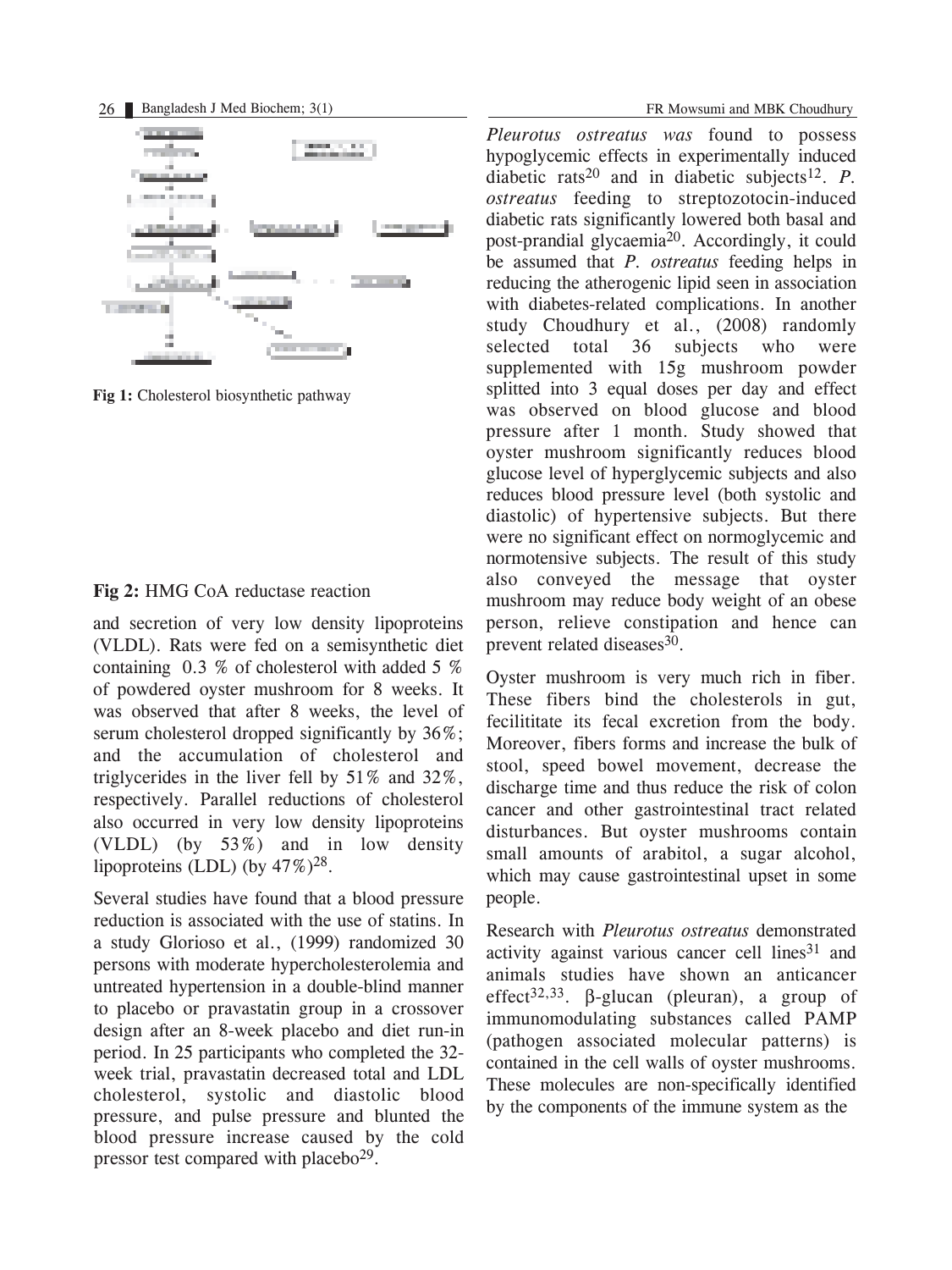**Fig 1:** Cholesterol biosynthetic pathway

**Fig 2:** HMG CoA reductase reaction

and secretion of very low density lipoproteins (VLDL). Rats were fed on a semisynthetic diet containing 0.3 % of cholesterol with added 5 % of powdered oyster mushroom for 8 weeks. It was observed that after 8 weeks, the level of serum cholesterol dropped significantly by 36%; and the accumulation of cholesterol and triglycerides in the liver fell by 51% and 32%, respectively. Parallel reductions of cholesterol also occurred in very low density lipoproteins (VLDL) (by 53%) and in low density lipoproteins (LDL) (by 47%)[28].

Several studies have found that a blood pressure reduction is associated with the use of statins. In a study Glorioso et al., (1999) randomized 30 persons with moderate hypercholesterolemia and untreated hypertension in a double-blind manner to placebo or pravastatin group in a crossover design after an 8-week placebo and diet run-in period. In 25 participants who completed the 32-week trial, pravastatin decreased total and LDL cholesterol, systolic and diastolic blood pressure, and pulse pressure and blunted the blood pressure increase caused by the cold pressor test compared with placebo[29].

*Pleurotus ostreatus was* found to possess hypoglycemic effects in experimentally induced diabetic rats[20] and in diabetic subjects[12]. *P. ostreatus* feeding to streptozotocin-induced diabetic rats significantly lowered both basal and post-prandial glycaemia[20]. Accordingly, it could be assumed that *P. ostreatus* feeding helps in reducing the atherogenic lipid seen in association with diabetes-related complications. In another study Choudhury et al., (2008) randomly selected total 36 subjects who were supplemented with 15g mushroom powder splitted into 3 equal doses per day and effect was observed on blood glucose and blood pressure after 1 month. Study showed that oyster mushroom significantly reduces blood glucose level of hyperglycemic subjects and also reduces blood pressure level (both systolic and diastolic) of hypertensive subjects. But there were no significant effect on normoglycemic and normotensive subjects. The result of this study also conveyed the message that oyster mushroom may reduce body weight of an obese person, relieve constipation and hence can prevent related diseases[30].

Oyster mushroom is very much rich in fiber. These fibers bind the cholesterols in gut, fecilititate its fecal excretion from the body. Moreover, fibers forms and increase the bulk of stool, speed bowel movement, decrease the discharge time and thus reduce the risk of colon cancer and other gastrointestinal tract related disturbances. But oyster mushrooms contain small amounts of arabitol, a sugar alcohol, which may cause gastrointestinal upset in some people.

Research with *Pleurotus ostreatus* demonstrated activity against various cancer cell lines[31] and animals studies have shown an anticancer effect[32,33]. β-glucan (pleuran), a group of immunomodulating substances called PAMP (pathogen associated molecular patterns) is contained in the cell walls of oyster mushrooms. These molecules are non-specifically identified by the components of the immune system as the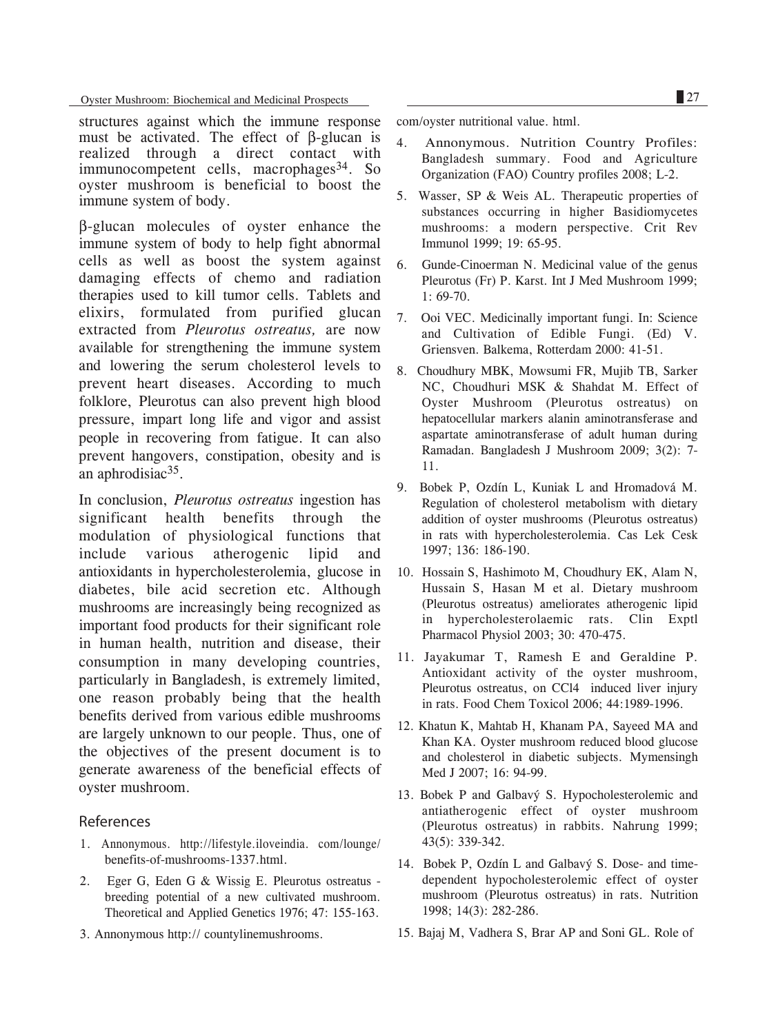structures against which the immune response must be activated. The effect of β-glucan is realized through a direct contact with immunocompetent cells, macrophages[34]. So oyster mushroom is beneficial to boost the immune system of body.

β-glucan molecules of oyster enhance the immune system of body to help fight abnormal cells as well as boost the system against damaging effects of chemo and radiation therapies used to kill tumor cells. Tablets and elixirs, formulated from purified glucan extracted from *Pleurotus ostreatus,* are now available for strengthening the immune system and lowering the serum cholesterol levels to prevent heart diseases. According to much folklore, Pleurotus can also prevent high blood pressure, impart long life and vigor and assist people in recovering from fatigue. It can also prevent hangovers, constipation, obesity and is an aphrodisiac[35].

In conclusion, *Pleurotus ostreatus* ingestion has significant health benefits through the modulation of physiological functions that include various atherogenic lipid and antioxidants in hypercholesterolemia, glucose in diabetes, bile acid secretion etc. Although mushrooms are increasingly being recognized as important food products for their significant role in human health, nutrition and disease, their consumption in many developing countries, particularly in Bangladesh, is extremely limited, one reason probably being that the health benefits derived from various edible mushrooms are largely unknown to our people. Thus, one of the objectives of the present document is to generate awareness of the beneficial effects of oyster mushroom.

## References

1. Annonymous. http://lifestyle.iloveindia. com/lounge/benefits-of-mushrooms-1337.html.
2. Eger G, Eden G & Wissig E. Pleurotus ostreatus - breeding potential of a new cultivated mushroom. Theoretical and Applied Genetics 1976; 47: 155-163.
3. Annonymous http:// countylinemushrooms. com/oyster nutritional value. html.
4. Annonymous. Nutrition Country Profiles: Bangladesh summary. Food and Agriculture Organization (FAO) Country profiles 2008; L-2.
5. Wasser, SP & Weis AL. Therapeutic properties of substances occurring in higher Basidiomycetes mushrooms: a modern perspective. Crit Rev Immunol 1999; 19: 65-95.
6. Gunde-Cinoerman N. Medicinal value of the genus Pleurotus (Fr) P. Karst. Int J Med Mushroom 1999; 1: 69-70.
7. Ooi VEC. Medicinally important fungi. In: Science and Cultivation of Edible Fungi. (Ed) V. Griensven. Balkema, Rotterdam 2000: 41-51.
8. Choudhury MBK, Mowsumi FR, Mujib TB, Sarker NC, Choudhuri MSK & Shahdat M. Effect of Oyster Mushroom (Pleurotus ostreatus) on hepatocellular markers alanin aminotransferase and aspartate aminotransferase of adult human during Ramadan. Bangladesh J Mushroom 2009; 3(2): 7-11.
9. Bobek P, Ozdín L, Kuniak L and Hromadová M. Regulation of cholesterol metabolism with dietary addition of oyster mushrooms (Pleurotus ostreatus) in rats with hypercholesterolemia. Cas Lek Cesk 1997; 136: 186-190.
10. Hossain S, Hashimoto M, Choudhury EK, Alam N, Hussain S, Hasan M et al. Dietary mushroom (Pleurotus ostreatus) ameliorates atherogenic lipid in hypercholesterolaemic rats. Clin Exptl Pharmacol Physiol 2003; 30: 470-475.
11. Jayakumar T, Ramesh E and Geraldine P. Antioxidant activity of the oyster mushroom, Pleurotus ostreatus, on $CCl_4$ induced liver injury in rats. Food Chem Toxicol 2006; 44:1989-1996.
12. Khatun K, Mahtab H, Khanam PA, Sayeed MA and Khan KA. Oyster mushroom reduced blood glucose and cholesterol in diabetic subjects. Mymensingh Med J 2007; 16: 94-99.
13. Bobek P and Galbavý S. Hypocholesterolemic and antiatherogenic effect of oyster mushroom (Pleurotus ostreatus) in rabbits. Nahrung 1999; 43(5): 339-342.
14. Bobek P, Ozdín L and Galbavý S. Dose- and time-dependent hypocholesterolemic effect of oyster mushroom (Pleurotus ostreatus) in rats. Nutrition 1998; 14(3): 282-286.
15. Bajaj M, Vadhera S, Brar AP and Soni GL. Role of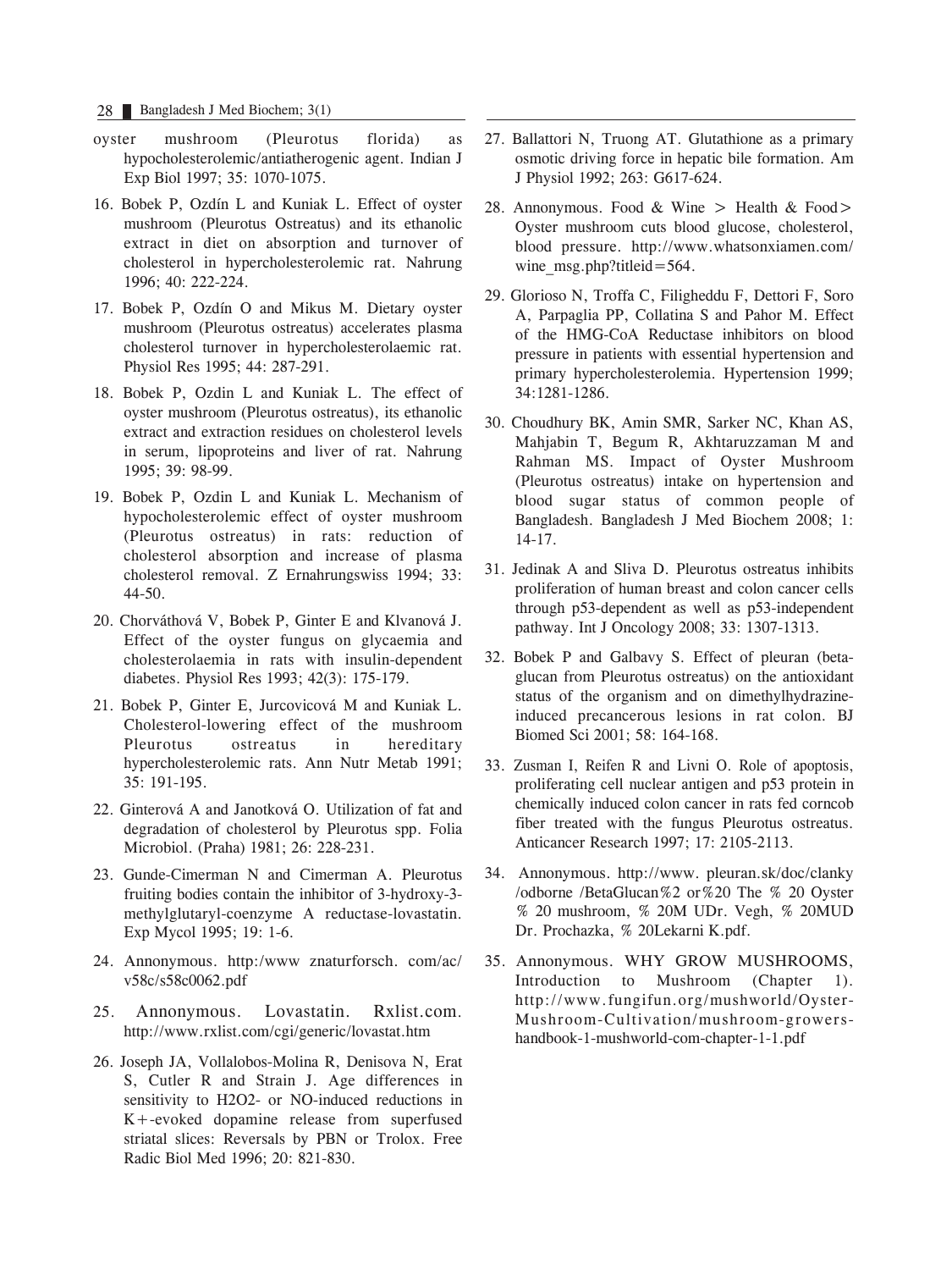oyster mushroom (Pleurotus florida) as hypocholesterolemic/antiatherogenic agent. Indian J Exp Biol 1997; 35: 1070-1075.

16. Bobek P, Ozdín L and Kuniak L. Effect of oyster mushroom (Pleurotus Ostreatus) and its ethanolic extract in diet on absorption and turnover of cholesterol in hypercholesterolemic rat. Nahrung 1996; 40: 222-224.

17. Bobek P, Ozdín O and Mikus M. Dietary oyster mushroom (Pleurotus ostreatus) accelerates plasma cholesterol turnover in hypercholesterolaemic rat. Physiol Res 1995; 44: 287-291.

18. Bobek P, Ozdin L and Kuniak L. The effect of oyster mushroom (Pleurotus ostreatus), its ethanolic extract and extraction residues on cholesterol levels in serum, lipoproteins and liver of rat. Nahrung 1995; 39: 98-99.

19. Bobek P, Ozdin L and Kuniak L. Mechanism of hypocholesterolemic effect of oyster mushroom (Pleurotus ostreatus) in rats: reduction of cholesterol absorption and increase of plasma cholesterol removal. Z Ernahrungswiss 1994; 33: 44-50.

20. Chorváthová V, Bobek P, Ginter E and Klvanová J. Effect of the oyster fungus on glycaemia and cholesterolaemia in rats with insulin-dependent diabetes. Physiol Res 1993; 42(3): 175-179.

21. Bobek P, Ginter E, Jurcovicová M and Kuniak L. Cholesterol-lowering effect of the mushroom Pleurotus ostreatus in hereditary hypercholesterolemic rats. Ann Nutr Metab 1991; 35: 191-195.

22. Ginterová A and Janotková O. Utilization of fat and degradation of cholesterol by Pleurotus spp. Folia Microbiol. (Praha) 1981; 26: 228-231.

23. Gunde-Cimerman N and Cimerman A. Pleurotus fruiting bodies contain the inhibitor of 3-hydroxy-3-methylglutaryl-coenzyme A reductase-lovastatin. Exp Mycol 1995; 19: 1-6.

24. Annonymous. http:/www znaturforsch. com/ac/ v58c/s58c0062.pdf

25. Annonymous. Lovastatin. Rxlist.com. http://www.rxlist.com/cgi/generic/lovastat.htm

26. Joseph JA, Vollalobos-Molina R, Denisova N, Erat S, Cutler R and Strain J. Age differences in sensitivity to H2O2- or NO-induced reductions in K+-evoked dopamine release from superfused striatal slices: Reversals by PBN or Trolox. Free Radic Biol Med 1996; 20: 821-830.

27. Ballattori N, Truong AT. Glutathione as a primary osmotic driving force in hepatic bile formation. Am J Physiol 1992; 263: G617-624.

28. Annonymous. Food & Wine > Health & Food> Oyster mushroom cuts blood glucose, cholesterol, blood pressure. http://www.whatsonxiamen.com/ wine_msg.php?titleid=564.

29. Glorioso N, Troffa C, Filigheddu F, Dettori F, Soro A, Parpaglia PP, Collatina S and Pahor M. Effect of the HMG-CoA Reductase inhibitors on blood pressure in patients with essential hypertension and primary hypercholesterolemia. Hypertension 1999; 34:1281-1286.

30. Choudhury BK, Amin SMR, Sarker NC, Khan AS, Mahjabin T, Begum R, Akhtaruzzaman M and Rahman MS. Impact of Oyster Mushroom (Pleurotus ostreatus) intake on hypertension and blood sugar status of common people of Bangladesh. Bangladesh J Med Biochem 2008; 1: 14-17.

31. Jedinak A and Sliva D. Pleurotus ostreatus inhibits proliferation of human breast and colon cancer cells through p53-dependent as well as p53-independent pathway. Int J Oncology 2008; 33: 1307-1313.

32. Bobek P and Galbavy S. Effect of pleuran (beta-glucan from Pleurotus ostreatus) on the antioxidant status of the organism and on dimethylhydrazine-induced precancerous lesions in rat colon. BJ Biomed Sci 2001; 58: 164-168.

33. Zusman I, Reifen R and Livni O. Role of apoptosis, proliferating cell nuclear antigen and p53 protein in chemically induced colon cancer in rats fed corncob fiber treated with the fungus Pleurotus ostreatus. Anticancer Research 1997; 17: 2105-2113.

34. Annonymous. http://www. pleuran.sk/doc/clanky /odborne /BetaGlucan%2 or%20 The % 20 Oyster % 20 mushroom, % 20M UDr. Vegh, % 20MUD Dr. Prochazka, % 20Lekarni K.pdf.

35. Annonymous. WHY GROW MUSHROOMS, Introduction to Mushroom (Chapter 1). http://www.fungifun.org/mushworld/Oyster-Mushroom-Cultivation/mushroom-growers-handbook-1-mushworld-com-chapter-1-1.pdf